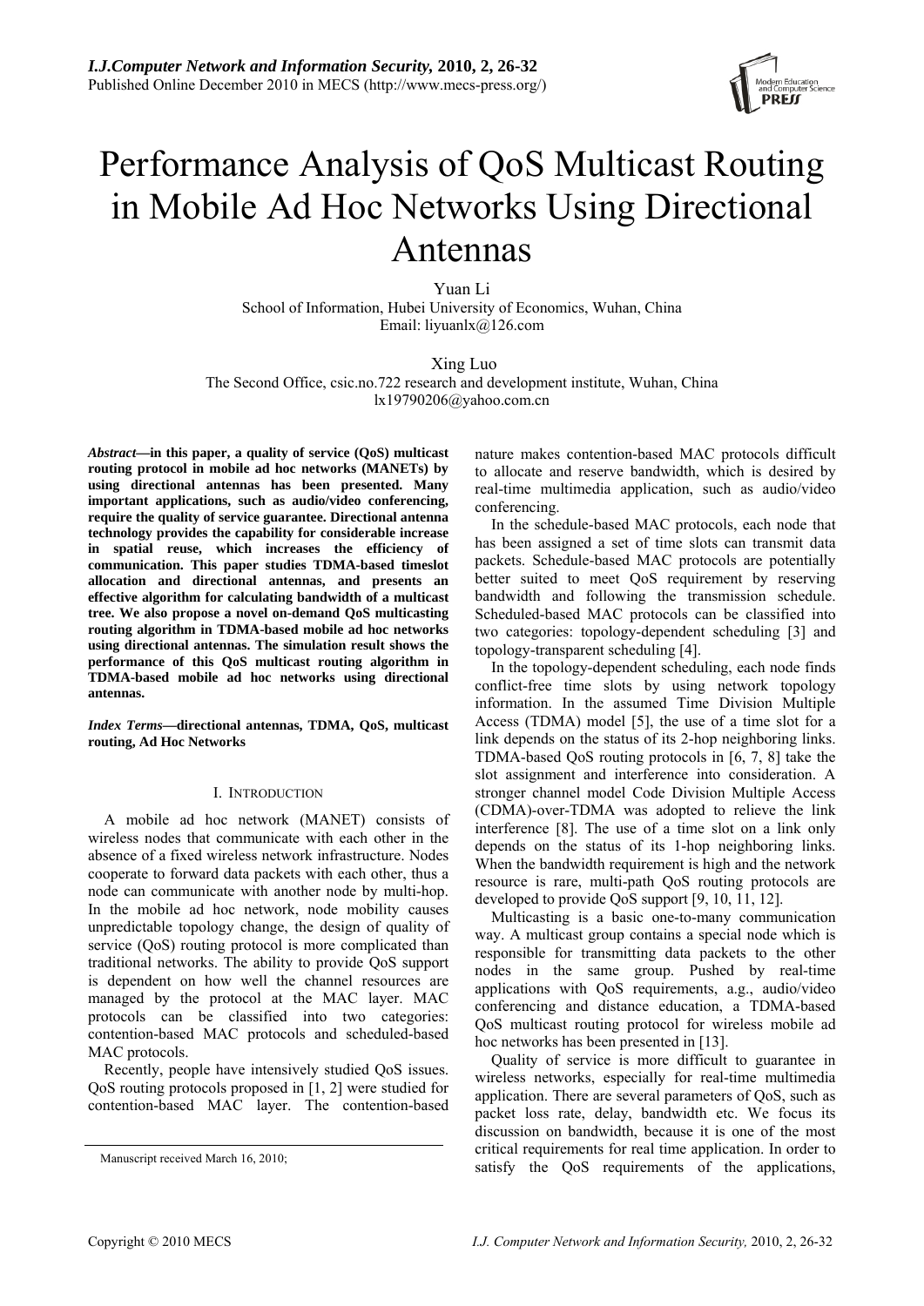# Performance Analysis of QoS Multicast Routing in Mobile Ad Hoc Networks Using Directional Antennas

Yuan Li
School of Information, Hubei University of Economics, Wuhan, China
Email: liyuanlx@126.com

Xing Luo
The Second Office, csic.no.722 research and development institute, Wuhan, China
lx19790206@yahoo.com.cn

***Abstract*—in this paper, a quality of service (QoS) multicast routing protocol in mobile ad hoc networks (MANETs) by using directional antennas has been presented. Many important applications, such as audio/video conferencing, require the quality of service guarantee. Directional antenna technology provides the capability for considerable increase in spatial reuse, which increases the efficiency of communication. This paper studies TDMA-based timeslot allocation and directional antennas, and presents an effective algorithm for calculating bandwidth of a multicast tree. We also propose a novel on-demand QoS multicasting routing algorithm in TDMA-based mobile ad hoc networks using directional antennas. The simulation result shows the performance of this QoS multicast routing algorithm in TDMA-based mobile ad hoc networks using directional antennas.**

***Index Terms*—directional antennas, TDMA, QoS, multicast routing, Ad Hoc Networks**

## I. Introduction

A mobile ad hoc network (MANET) consists of wireless nodes that communicate with each other in the absence of a fixed wireless network infrastructure. Nodes cooperate to forward data packets with each other, thus a node can communicate with another node by multi-hop. In the mobile ad hoc network, node mobility causes unpredictable topology change, the design of quality of service (QoS) routing protocol is more complicated than traditional networks. The ability to provide QoS support is dependent on how well the channel resources are managed by the protocol at the MAC layer. MAC protocols can be classified into two categories: contention-based MAC protocols and scheduled-based MAC protocols.

Recently, people have intensively studied QoS issues. QoS routing protocols proposed in [1, 2] were studied for contention-based MAC layer. The contention-based nature makes contention-based MAC protocols difficult to allocate and reserve bandwidth, which is desired by real-time multimedia application, such as audio/video conferencing.

In the schedule-based MAC protocols, each node that has been assigned a set of time slots can transmit data packets. Schedule-based MAC protocols are potentially better suited to meet QoS requirement by reserving bandwidth and following the transmission schedule. Scheduled-based MAC protocols can be classified into two categories: topology-dependent scheduling [3] and topology-transparent scheduling [4].

In the topology-dependent scheduling, each node finds conflict-free time slots by using network topology information. In the assumed Time Division Multiple Access (TDMA) model [5], the use of a time slot for a link depends on the status of its 2-hop neighboring links. TDMA-based QoS routing protocols in [6, 7, 8] take the slot assignment and interference into consideration. A stronger channel model Code Division Multiple Access (CDMA)-over-TDMA was adopted to relieve the link interference [8]. The use of a time slot on a link only depends on the status of its 1-hop neighboring links. When the bandwidth requirement is high and the network resource is rare, multi-path QoS routing protocols are developed to provide QoS support [9, 10, 11, 12].

Multicasting is a basic one-to-many communication way. A multicast group contains a special node which is responsible for transmitting data packets to the other nodes in the same group. Pushed by real-time applications with QoS requirements, a.g., audio/video conferencing and distance education, a TDMA-based QoS multicast routing protocol for wireless mobile ad hoc networks has been presented in [13].

Quality of service is more difficult to guarantee in wireless networks, especially for real-time multimedia application. There are several parameters of QoS, such as packet loss rate, delay, bandwidth etc. We focus its discussion on bandwidth, because it is one of the most critical requirements for real time application. In order to satisfy the QoS requirements of the applications,

Manuscript received March 16, 2010;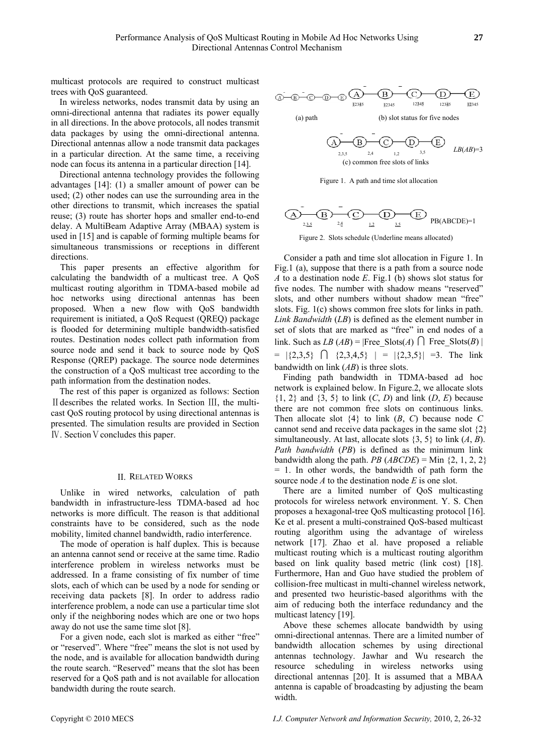multicast protocols are required to construct multicast trees with QoS guaranteed.

In wireless networks, nodes transmit data by using an omni-directional antenna that radiates its power equally in all directions. In the above protocols, all nodes transmit data packages by using the omni-directional antenna. Directional antennas allow a node transmit data packages in a particular direction. At the same time, a receiving node can focus its antenna in a particular direction [14].

Directional antenna technology provides the following advantages [14]: (1) a smaller amount of power can be used; (2) other nodes can use the surrounding area in the other directions to transmit, which increases the spatial reuse; (3) route has shorter hops and smaller end-to-end delay. A MultiBeam Adaptive Array (MBAA) system is used in [15] and is capable of forming multiple beams for simultaneous transmissions or receptions in different directions.

This paper presents an effective algorithm for calculating the bandwidth of a multicast tree. A QoS multicast routing algorithm in TDMA-based mobile ad hoc networks using directional antennas has been proposed. When a new flow with QoS bandwidth requirement is initiated, a QoS Request (QREQ) package is flooded for determining multiple bandwidth-satisfied routes. Destination nodes collect path information from source node and send it back to source node by QoS Response (QREP) package. The source node determines the construction of a QoS multicast tree according to the path information from the destination nodes.

The rest of this paper is organized as follows: Section Ⅱ describes the related works. In Section Ⅲ, the multi-cast QoS routing protocol by using directional antennas is presented. The simulation results are provided in Section Ⅳ. Section Ⅴ concludes this paper.

## II. RELATED WORKS

Unlike in wired networks, calculation of path bandwidth in infrastructure-less TDMA-based ad hoc networks is more difficult. The reason is that additional constraints have to be considered, such as the node mobility, limited channel bandwidth, radio interference.

The mode of operation is half duplex. This is because an antenna cannot send or receive at the same time. Radio interference problem in wireless networks must be addressed. In a frame consisting of fix number of time slots, each of which can be used by a node for sending or receiving data packets [8]. In order to address radio interference problem, a node can use a particular time slot only if the neighboring nodes which are one or two hops away do not use the same time slot [8].

For a given node, each slot is marked as either "free" or "reserved". Where "free" means the slot is not used by the node, and is available for allocation bandwidth during the route search. "Reserved" means that the slot has been reserved for a QoS path and is not available for allocation bandwidth during the route search.

(a) path (b) slot status for five nodes

(c) common free slots of links $LB(AB)=3$

Figure 1. A path and time slot allocation

PB(ABCDE)=1

Figure 2. Slots schedule (Underline means allocated)

Consider a path and time slot allocation in Figure 1. In Fig.1 (a), suppose that there is a path from a source node *A* to a destination node *E*. Fig.1 (b) shows slot status for five nodes. The number with shadow means "reserved" slots, and other numbers without shadow mean "free" slots. Fig. 1(c) shows common free slots for links in path. *Link Bandwidth* (*LB*) is defined as the element number in set of slots that are marked as "free" in end nodes of a link. Such as $LB(AB) = |\text{Free\_Slots}(A) \cap \text{Free\_Slots}(B)| = |\{2,3,5\} \cap \{2,3,4,5\}| = |\{2,3,5\}| = 3$. The link bandwidth on link (*AB*) is three slots.

Finding path bandwidth in TDMA-based ad hoc network is explained below. In Figure.2, we allocate slots {1, 2} and {3, 5} to link (*C*, *D*) and link (*D*, *E*) because there are not common free slots on continuous links. Then allocate slot {4} to link (*B*, *C*) because node *C* cannot send and receive data packages in the same slot {2} simultaneously. At last, allocate slots {3, 5} to link (*A*, *B*). *Path bandwidth* (*PB*) is defined as the minimum link bandwidth along the path. $PB(ABCDE) = \text{Min}\{2, 1, 2, 2\} = 1$. In other words, the bandwidth of path form the source node *A* to the destination node *E* is one slot.

There are a limited number of QoS multicasting protocols for wireless network environment. Y. S. Chen proposes a hexagonal-tree QoS multicasting protocol [16]. Ke et al. present a multi-constrained QoS-based multicast routing algorithm using the advantage of wireless network [17]. Zhao et al. have proposed a reliable multicast routing which is a multicast routing algorithm based on link quality based metric (link cost) [18]. Furthermore, Han and Guo have studied the problem of collision-free multicast in multi-channel wireless network, and presented two heuristic-based algorithms with the aim of reducing both the interface redundancy and the multicast latency [19].

Above these schemes allocate bandwidth by using omni-directional antennas. There are a limited number of bandwidth allocation schemes by using directional antennas technology. Jawhar and Wu research the resource scheduling in wireless networks using directional antennas [20]. It is assumed that a MBAA antenna is capable of broadcasting by adjusting the beam width.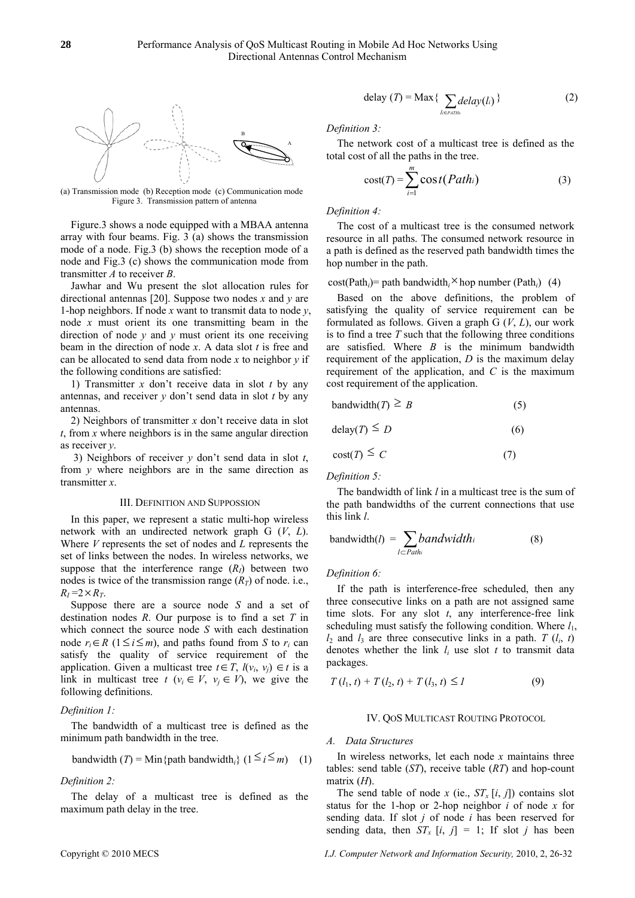(a) Transmission mode (b) Reception mode (c) Communication mode

Figure 3. Transmission pattern of antenna

Figure.3 shows a node equipped with a MBAA antenna array with four beams. Fig. 3 (a) shows the transmission mode of a node. Fig.3 (b) shows the reception mode of a node and Fig.3 (c) shows the communication mode from transmitter *A* to receiver *B*.

Jawhar and Wu present the slot allocation rules for directional antennas [20]. Suppose two nodes *x* and *y* are 1-hop neighbors. If node *x* want to transmit data to node *y*, node *x* must orient its one transmitting beam in the direction of node *y* and *y* must orient its one receiving beam in the direction of node *x*. A data slot *t* is free and can be allocated to send data from node *x* to neighbor *y* if the following conditions are satisfied:

1) Transmitter *x* don't receive data in slot *t* by any antennas, and receiver *y* don't send data in slot *t* by any antennas.

2) Neighbors of transmitter *x* don't receive data in slot *t*, from *x* where neighbors is in the same angular direction as receiver *y*.

3) Neighbors of receiver *y* don't send data in slot *t*, from *y* where neighbors are in the same direction as transmitter *x*.

## III. Definition and Suppossion

In this paper, we represent a static multi-hop wireless network with an undirected network graph G (*V*, *L*). Where *V* represents the set of nodes and *L* represents the set of links between the nodes. In wireless networks, we suppose that the interference range ($R_I$) between two nodes is twice of the transmission range ($R_T$) of node. i.e., $R_I = 2 \times R_T$.

Suppose there are a source node *S* and a set of destination nodes *R*. Our purpose is to find a set *T* in which connect the source node *S* with each destination node $r_i \in R$ $(1 \le i \le m)$, and paths found from *S* to $r_i$ can satisfy the quality of service requirement of the application. Given a multicast tree $t \in T$, $l(v_i, v_j) \in t$ is a link in multicast tree $t$ $(v_i \in V, v_j \in V)$, we give the following definitions.

*Definition 1:*

The bandwidth of a multicast tree is defined as the minimum path bandwidth in the tree.

$$\text{bandwidth}(T) = \text{Min}\{\text{path bandwidth}_i\} \; (1 \le i \le m) \quad (1)$$

*Definition 2:*

The delay of a multicast tree is defined as the maximum path delay in the tree.

$$\text{delay}(T) = \text{Max}\{\sum_{l_i \in PATH_i} delay(l_i)\} \quad (2)$$

*Definition 3:*

The network cost of a multicast tree is defined as the total cost of all the paths in the tree.

$$\text{cost}(T) = \sum_{i=1}^{m} \cos t(Path_i) \quad (3)$$

*Definition 4:*

The cost of a multicast tree is the consumed network resource in all paths. The consumed network resource in a path is defined as the reserved path bandwidth times the hop number in the path.

$$\text{cost}(\text{Path}_i) = \text{path bandwidth}_i \times \text{hop number}(\text{Path}_i) \quad (4)$$

Based on the above definitions, the problem of satisfying the quality of service requirement can be formulated as follows. Given a graph G (*V*, *L*), our work is to find a tree *T* such that the following three conditions are satisfied. Where *B* is the minimum bandwidth requirement of the application, *D* is the maximum delay requirement of the application, and *C* is the maximum cost requirement of the application.

$$\text{bandwidth}(T) \ge B \quad (5)$$

$$\text{delay}(T) \le D \quad (6)$$

$$\text{cost}(T) \le C \quad (7)$$

*Definition 5:*

The bandwidth of link *l* in a multicast tree is the sum of the path bandwidths of the current connections that use this link *l*.

$$\text{bandwidth}(l) = \sum_{l \subset Path_i} bandwidth_i \quad (8)$$

*Definition 6:*

If the path is interference-free scheduled, then any three consecutive links on a path are not assigned same time slots. For any slot *t*, any interference-free link scheduling must satisfy the following condition. Where $l_1$, $l_2$ and $l_3$ are three consecutive links in a path. $T(l_i, t)$ denotes whether the link $l_i$ use slot *t* to transmit data packages.

$$T(l_1, t) + T(l_2, t) + T(l_3, t) \le 1 \quad (9)$$

## IV. QoS Multicast Routing Protocol

### A. Data Structures

In wireless networks, let each node *x* maintains three tables: send table (*ST*), receive table (*RT*) and hop-count matrix (*H*).

The send table of node *x* (ie., $ST_x[i, j]$) contains slot status for the 1-hop or 2-hop neighbor *i* of node *x* for sending data. If slot *j* of node *i* has been reserved for sending data, then $ST_x[i, j] = 1$; If slot *j* has been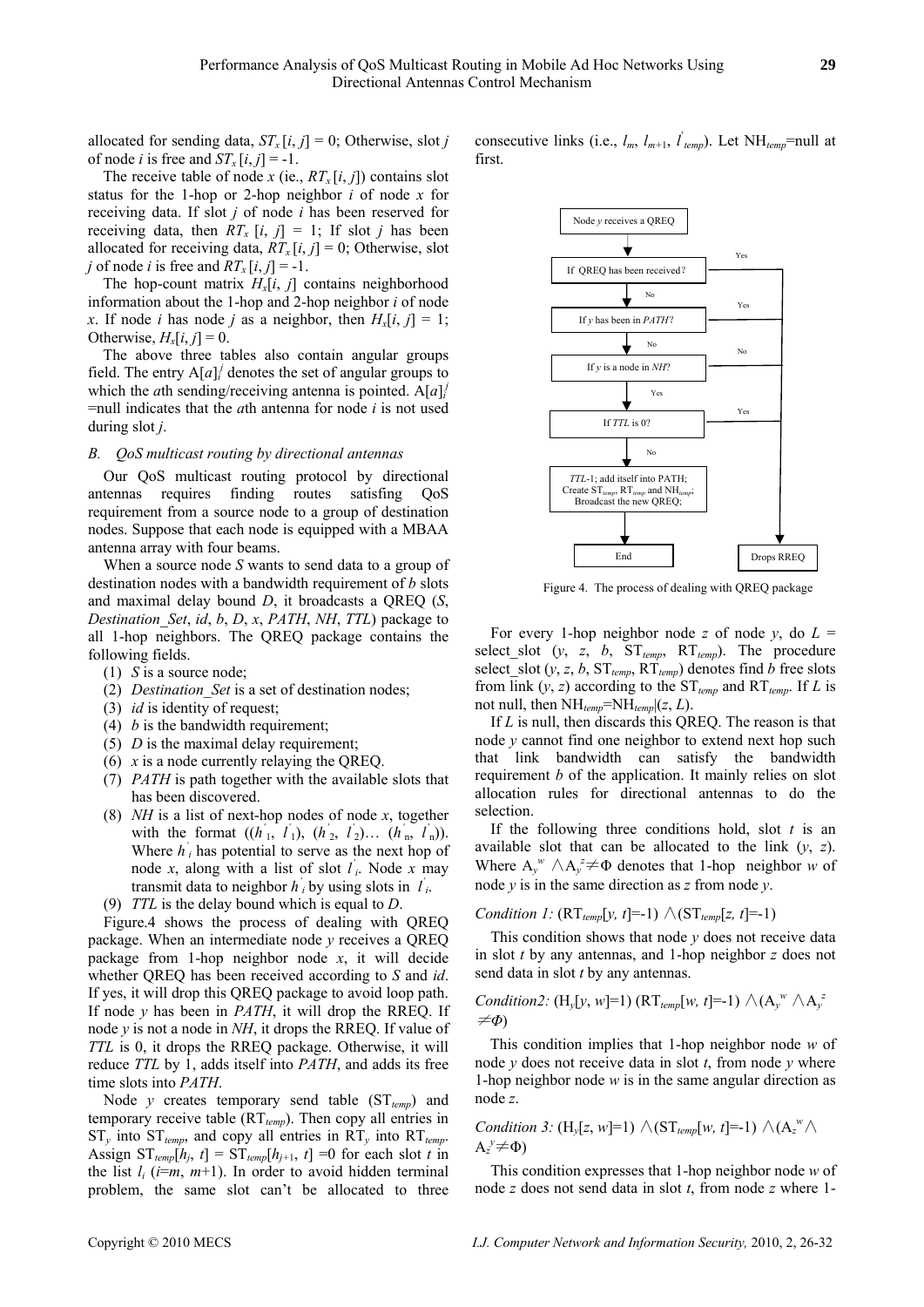allocated for sending data, $ST_x[i, j] = 0$; Otherwise, slot $j$ of node $i$ is free and $ST_x[i, j] = -1$.

The receive table of node $x$ (ie., $RT_x[i, j]$) contains slot status for the 1-hop or 2-hop neighbor $i$ of node $x$ for receiving data. If slot $j$ of node $i$ has been reserved for receiving data, then $RT_x[i, j] = 1$; If slot $j$ has been allocated for receiving data, $RT_x[i, j] = 0$; Otherwise, slot $j$ of node $i$ is free and $RT_x[i, j] = -1$.

The hop-count matrix $H_x[i, j]$ contains neighborhood information about the 1-hop and 2-hop neighbor $i$ of node $x$. If node $i$ has node $j$ as a neighbor, then $H_x[i, j] = 1$; Otherwise, $H_x[i, j] = 0$.

The above three tables also contain angular groups field. The entry $A[a]_i^j$ denotes the set of angular groups to which the $a$th sending/receiving antenna is pointed. $A[a]_i^j$ =null indicates that the $a$th antenna for node $i$ is not used during slot $j$.

### B. QoS multicast routing by directional antennas

Our QoS multicast routing protocol by directional antennas requires finding routes satisfing QoS requirement from a source node to a group of destination nodes. Suppose that each node is equipped with a MBAA antenna array with four beams.

When a source node $S$ wants to send data to a group of destination nodes with a bandwidth requirement of $b$ slots and maximal delay bound $D$, it broadcasts a QREQ ($S$, *Destination_Set*, *id*, $b$, $D$, $x$, *PATH*, *NH*, *TTL*) package to all 1-hop neighbors. The QREQ package contains the following fields.

(1) $S$ is a source node;
(2) *Destination_Set* is a set of destination nodes;
(3) *id* is identity of request;
(4) $b$ is the bandwidth requirement;
(5) $D$ is the maximal delay requirement;
(6) $x$ is a node currently relaying the QREQ.
(7) *PATH* is path together with the available slots that has been discovered.
(8) *NH* is a list of next-hop nodes of node $x$, together with the format $((h'_1, l'_1), (h'_2, l'_2)\ldots (h'_n, l'_n))$. Where $h'_i$ has potential to serve as the next hop of node $x$, along with a list of slot $l'_i$. Node $x$ may transmit data to neighbor $h'_i$ by using slots in $l'_i$.
(9) *TTL* is the delay bound which is equal to $D$.

Figure.4 shows the process of dealing with QREQ package. When an intermediate node $y$ receives a QREQ package from 1-hop neighbor node $x$, it will decide whether QREQ has been received according to $S$ and *id*. If yes, it will drop this QREQ package to avoid loop path. If node $y$ has been in *PATH*, it will drop the RREQ. If node $y$ is not a node in *NH*, it drops the RREQ. If value of *TTL* is 0, it drops the RREQ package. Otherwise, it will reduce *TTL* by 1, adds itself into *PATH*, and adds its free time slots into *PATH*.

Node $y$ creates temporary send table ($ST_{temp}$) and temporary receive table ($RT_{temp}$). Then copy all entries in $ST_y$ into $ST_{temp}$, and copy all entries in $RT_y$ into $RT_{temp}$. Assign $ST_{temp}[h_j, t] = ST_{temp}[h_{j+1}, t] = 0$ for each slot $t$ in the list $l_i$ ($i$=$m$, $m$+1). In order to avoid hidden terminal problem, the same slot can't be allocated to three consecutive links (i.e., $l_m$, $l_{m+1}$, $l'_{temp}$). Let $NH_{temp}$=null at first.

Node y receives a QREQ → If QREQ has been received? (Yes → Drops RREQ; No →) If y has been in PATH? (Yes → Drops RREQ; No →) If y is a node in NH? (No → Drops RREQ; Yes →) If TTL is 0? (Yes → Drops RREQ; No →) TTL-1; add itself into PATH; Create $ST_{temp}$, $RT_{temp}$ and $NH_{temp}$; Broadcast the new QREQ; → End

Figure 4. The process of dealing with QREQ package

For every 1-hop neighbor node $z$ of node $y$, do $L$ = select_slot ($y$, $z$, $b$, $ST_{temp}$, $RT_{temp}$). The procedure select_slot ($y$, $z$, $b$, $ST_{temp}$, $RT_{temp}$) denotes find $b$ free slots from link ($y$, $z$) according to the $ST_{temp}$ and $RT_{temp}$. If $L$ is not null, then $NH_{temp}$=$NH_{temp}$|($z$, $L$).

If $L$ is null, then discards this QREQ. The reason is that node $y$ cannot find one neighbor to extend next hop such that link bandwidth can satisfy the bandwidth requirement $b$ of the application. It mainly relies on slot allocation rules for directional antennas to do the selection.

If the following three conditions hold, slot $t$ is an available slot that can be allocated to the link ($y$, $z$). Where $A_y^w \wedge A_y^z \neq \Phi$ denotes that 1-hop neighbor $w$ of node $y$ is in the same direction as $z$ from node $y$.

*Condition 1:* $(RT_{temp}[y, t]=-1) \wedge (ST_{temp}[z, t]=-1)$

This condition shows that node $y$ does not receive data in slot $t$ by any antennas, and 1-hop neighbor $z$ does not send data in slot $t$ by any antennas.

*Condition2:* $(H_y[y, w]=1)\ (RT_{temp}[w, t]=-1) \wedge (A_y^w \wedge A_y^z \neq \Phi)$

This condition implies that 1-hop neighbor node $w$ of node $y$ does not receive data in slot $t$, from node $y$ where 1-hop neighbor node $w$ is in the same angular direction as node $z$.

*Condition 3:* $(H_y[z, w]=1) \wedge (ST_{temp}[w, t]=-1) \wedge (A_z^w \wedge A_z^y \neq \Phi)$

This condition expresses that 1-hop neighbor node $w$ of node $z$ does not send data in slot $t$, from node $z$ where 1-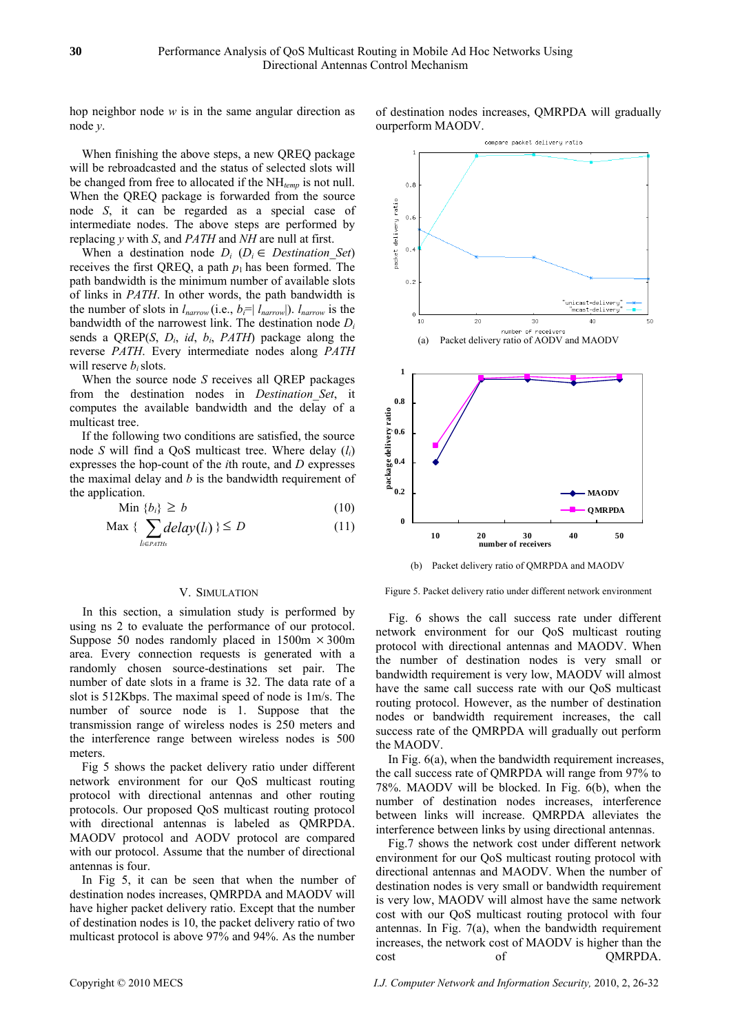hop neighbor node $w$ is in the same angular direction as node $y$.

When finishing the above steps, a new QREQ package will be rebroadcasted and the status of selected slots will be changed from free to allocated if the $NH_{temp}$ is not null. When the QREQ package is forwarded from the source node $S$, it can be regarded as a special case of intermediate nodes. The above steps are performed by replacing $y$ with $S$, and $PATH$ and $NH$ are null at first.

When a destination node $D_i$ ($D_i \in Destination\_Set$) receives the first QREQ, a path $p_1$ has been formed. The path bandwidth is the minimum number of available slots of links in $PATH$. In other words, the path bandwidth is the number of slots in $l_{narrow}$ (i.e., $b_i$=| $l_{narrow}$|). $l_{narrow}$ is the bandwidth of the narrowest link. The destination node $D_i$ sends a QREP($S$, $D_i$, $id$, $b_i$, $PATH$) package along the reverse $PATH$. Every intermediate nodes along $PATH$ will reserve $b_i$ slots.

When the source node $S$ receives all QREP packages from the destination nodes in $Destination\_Set$, it computes the available bandwidth and the delay of a multicast tree.

If the following two conditions are satisfied, the source node $S$ will find a QoS multicast tree. Where delay ($l_i$) expresses the hop-count of the $i$th route, and $D$ expresses the maximal delay and $b$ is the bandwidth requirement of the application.

$$\text{Min } \{b_i\} \geq b \tag{10}$$

$$\text{Max } \{ \sum_{l_i \in PATHs} delay(l_i) \} \leq D \tag{11}$$

## V. Simulation

In this section, a simulation study is performed by using ns 2 to evaluate the performance of our protocol. Suppose 50 nodes randomly placed in 1500m $\times$ 300m area. Every connection requests is generated with a randomly chosen source-destinations set pair. The number of date slots in a frame is 32. The data rate of a slot is 512Kbps. The maximal speed of node is 1m/s. The number of source node is 1. Suppose that the transmission range of wireless nodes is 250 meters and the interference range between wireless nodes is 500 meters.

Fig 5 shows the packet delivery ratio under different network environment for our QoS multicast routing protocol with directional antennas and other routing protocols. Our proposed QoS multicast routing protocol with directional antennas is labeled as QMRPDA. MAODV protocol and AODV protocol are compared with our protocol. Assume that the number of directional antennas is four.

In Fig 5, it can be seen that when the number of destination nodes increases, QMRPDA and MAODV will have higher packet delivery ratio. Except that the number of destination nodes is 10, the packet delivery ratio of two multicast protocol is above 97% and 94%. As the number of destination nodes increases, QMRPDA will gradually ourperform MAODV.

(a) Packet delivery ratio of AODV and MAODV

(b) Packet delivery ratio of QMRPDA and MAODV

Figure 5. Packet delivery ratio under different network environment

Fig. 6 shows the call success rate under different network environment for our QoS multicast routing protocol with directional antennas and MAODV. When the number of destination nodes is very small or bandwidth requirement is very low, MAODV will almost have the same call success rate with our QoS multicast routing protocol. However, as the number of destination nodes or bandwidth requirement increases, the call success rate of the QMRPDA will gradually out perform the MAODV.

In Fig. 6(a), when the bandwidth requirement increases, the call success rate of QMRPDA will range from 97% to 78%. MAODV will be blocked. In Fig. 6(b), when the number of destination nodes increases, interference between links will increase. QMRPDA alleviates the interference between links by using directional antennas.

Fig.7 shows the network cost under different network environment for our QoS multicast routing protocol with directional antennas and MAODV. When the number of destination nodes is very small or bandwidth requirement is very low, MAODV will almost have the same network cost with our QoS multicast routing protocol with four antennas. In Fig. 7(a), when the bandwidth requirement increases, the network cost of MAODV is higher than the cost of QMRPDA.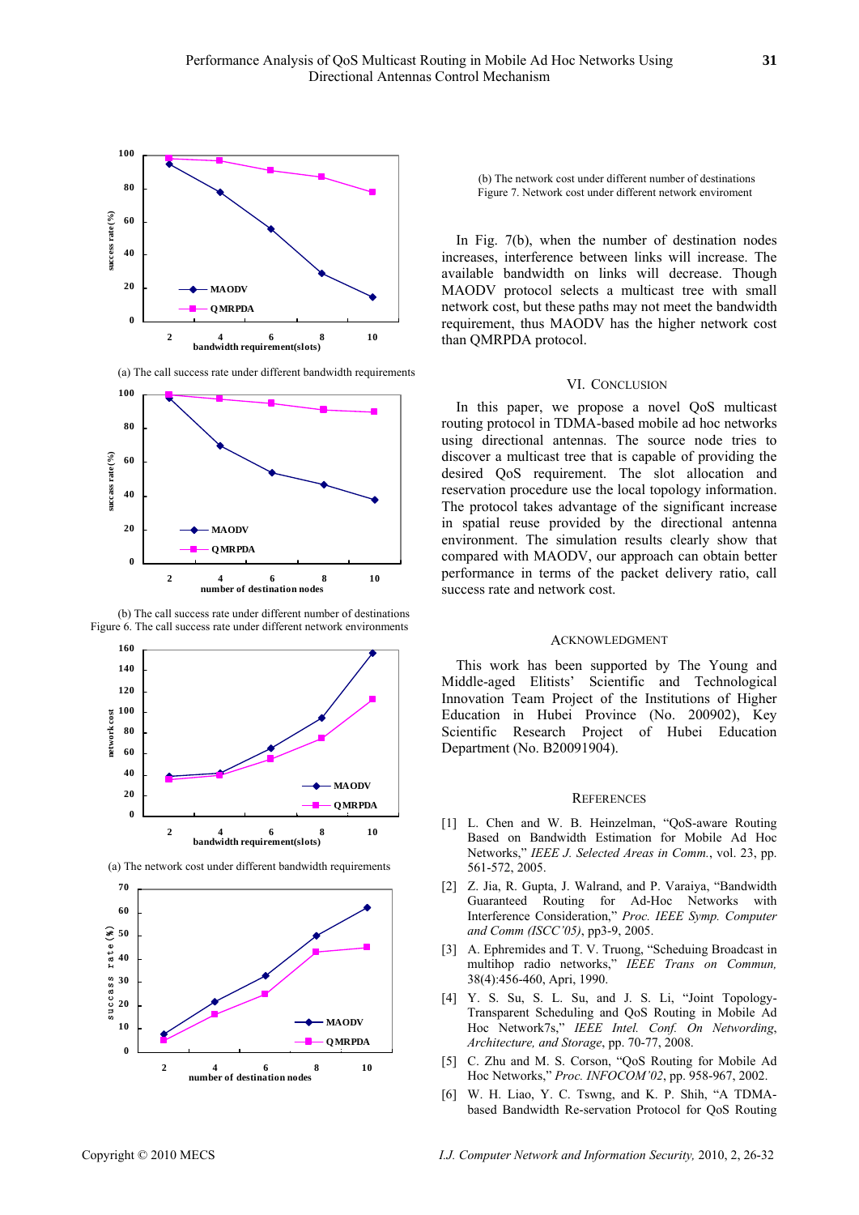(a) The call success rate under different bandwidth requirements

(b) The call success rate under different number of destinations
Figure 6. The call success rate under different network environments

(a) The network cost under different bandwidth requirements

(b) The network cost under different number of destinations
Figure 7. Network cost under different network enviroment

In Fig. 7(b), when the number of destination nodes increases, interference between links will increase. The available bandwidth on links will decrease. Though MAODV protocol selects a multicast tree with small network cost, but these paths may not meet the bandwidth requirement, thus MAODV has the higher network cost than QMRPDA protocol.

## VI. Conclusion

In this paper, we propose a novel QoS multicast routing protocol in TDMA-based mobile ad hoc networks using directional antennas. The source node tries to discover a multicast tree that is capable of providing the desired QoS requirement. The slot allocation and reservation procedure use the local topology information. The protocol takes advantage of the significant increase in spatial reuse provided by the directional antenna environment. The simulation results clearly show that compared with MAODV, our approach can obtain better performance in terms of the packet delivery ratio, call success rate and network cost.

## Acknowledgment

This work has been supported by The Young and Middle-aged Elitists' Scientific and Technological Innovation Team Project of the Institutions of Higher Education in Hubei Province (No. 200902), Key Scientific Research Project of Hubei Education Department (No. B20091904).

## References

[1] L. Chen and W. B. Heinzelman, "QoS-aware Routing Based on Bandwidth Estimation for Mobile Ad Hoc Networks," *IEEE J. Selected Areas in Comm.*, vol. 23, pp. 561-572, 2005.

[2] Z. Jia, R. Gupta, J. Walrand, and P. Varaiya, "Bandwidth Guaranteed Routing for Ad-Hoc Networks with Interference Consideration," *Proc. IEEE Symp. Computer and Comm (ISCC'05)*, pp3-9, 2005.

[3] A. Ephremides and T. V. Truong, "Scheduling Broadcast in multihop radio networks," *IEEE Trans on Commun,* 38(4):456-460, Apri, 1990.

[4] Y. S. Su, S. L. Su, and J. S. Li, "Joint Topology-Transparent Scheduling and QoS Routing in Mobile Ad Hoc Network7s," *IEEE Intel. Conf. On Networding, Architecture, and Storage*, pp. 70-77, 2008.

[5] C. Zhu and M. S. Corson, "QoS Routing for Mobile Ad Hoc Networks," *Proc. INFOCOM'02*, pp. 958-967, 2002.

[6] W. H. Liao, Y. C. Tswng, and K. P. Shih, "A TDMA-based Bandwidth Re-servation Protocol for QoS Routing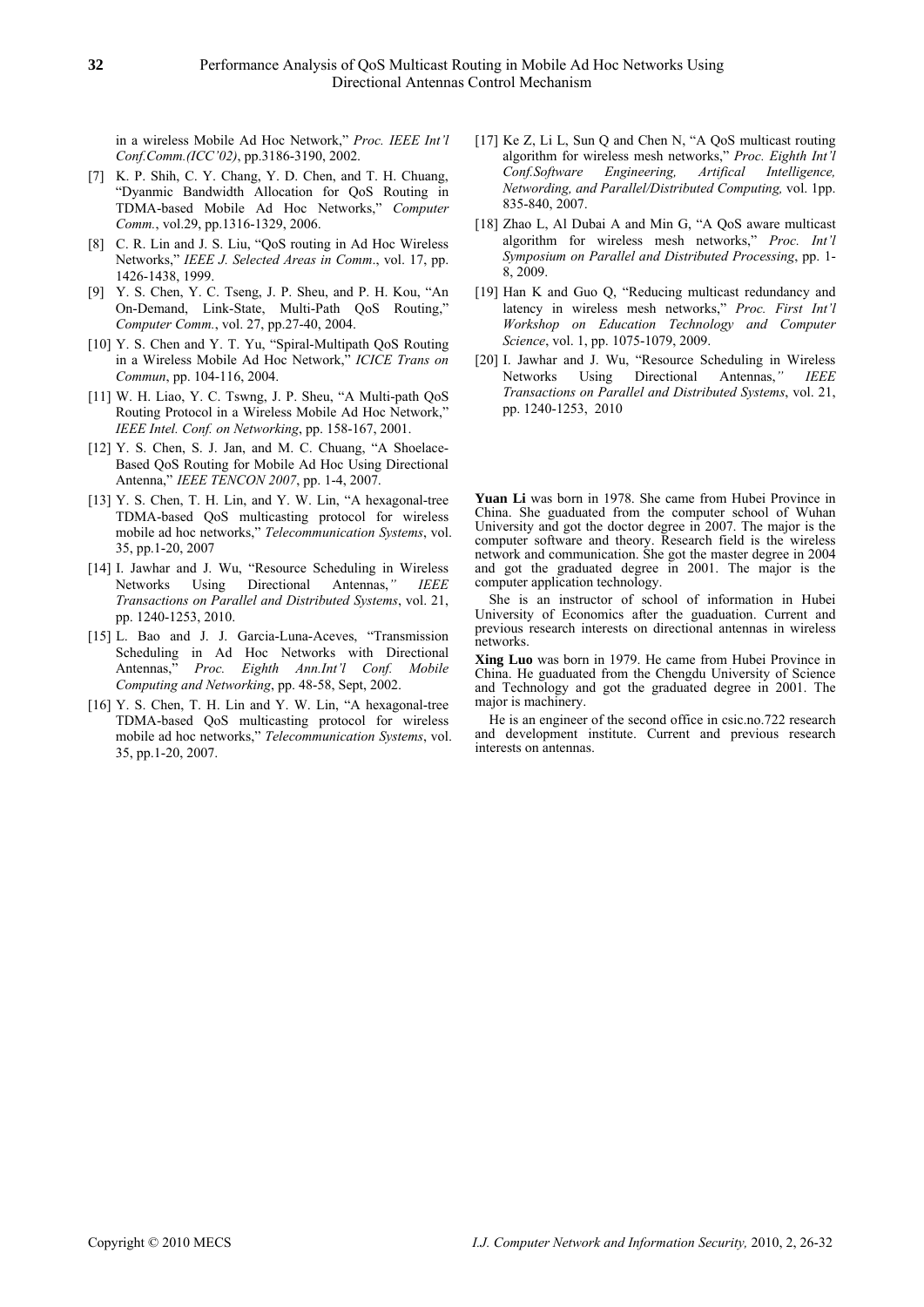in a wireless Mobile Ad Hoc Network," *Proc. IEEE Int'l Conf.Comm.(ICC'02)*, pp.3186-3190, 2002.

[7] K. P. Shih, C. Y. Chang, Y. D. Chen, and T. H. Chuang, "Dyanmic Bandwidth Allocation for QoS Routing in TDMA-based Mobile Ad Hoc Networks," *Computer Comm.*, vol.29, pp.1316-1329, 2006.

[8] C. R. Lin and J. S. Liu, "QoS routing in Ad Hoc Wireless Networks," *IEEE J. Selected Areas in Comm*., vol. 17, pp. 1426-1438, 1999.

[9] Y. S. Chen, Y. C. Tseng, J. P. Sheu, and P. H. Kou, "An On-Demand, Link-State, Multi-Path QoS Routing," *Computer Comm.*, vol. 27, pp.27-40, 2004.

[10] Y. S. Chen and Y. T. Yu, "Spiral-Multipath QoS Routing in a Wireless Mobile Ad Hoc Network," *ICICE Trans on Commun*, pp. 104-116, 2004.

[11] W. H. Liao, Y. C. Tswng, J. P. Sheu, "A Multi-path QoS Routing Protocol in a Wireless Mobile Ad Hoc Network," *IEEE Intel. Conf. on Networking*, pp. 158-167, 2001.

[12] Y. S. Chen, S. J. Jan, and M. C. Chuang, "A Shoelace-Based QoS Routing for Mobile Ad Hoc Using Directional Antenna," *IEEE TENCON 2007*, pp. 1-4, 2007.

[13] Y. S. Chen, T. H. Lin, and Y. W. Lin, "A hexagonal-tree TDMA-based QoS multicasting protocol for wireless mobile ad hoc networks," *Telecommunication Systems*, vol. 35, pp.1-20, 2007

[14] I. Jawhar and J. Wu, "Resource Scheduling in Wireless Networks Using Directional Antennas," *IEEE Transactions on Parallel and Distributed Systems*, vol. 21, pp. 1240-1253, 2010.

[15] L. Bao and J. J. Garcia-Luna-Aceves, "Transmission Scheduling in Ad Hoc Networks with Directional Antennas," *Proc. Eighth Ann.Int'l Conf. Mobile Computing and Networking*, pp. 48-58, Sept, 2002.

[16] Y. S. Chen, T. H. Lin and Y. W. Lin, "A hexagonal-tree TDMA-based QoS multicasting protocol for wireless mobile ad hoc networks," *Telecommunication Systems*, vol. 35, pp.1-20, 2007.

[17] Ke Z, Li L, Sun Q and Chen N, "A QoS multicast routing algorithm for wireless mesh networks," *Proc. Eighth Int'l Conf.Software Engineering, Artifical Intelligence, Networding, and Parallel/Distributed Computing,* vol. 1pp. 835-840, 2007.

[18] Zhao L, Al Dubai A and Min G, "A QoS aware multicast algorithm for wireless mesh networks," *Proc. Int'l Symposium on Parallel and Distributed Processing*, pp. 1-8, 2009.

[19] Han K and Guo Q, "Reducing multicast redundancy and latency in wireless mesh networks," *Proc. First Int'l Workshop on Education Technology and Computer Science*, vol. 1, pp. 1075-1079, 2009.

[20] I. Jawhar and J. Wu, "Resource Scheduling in Wireless Networks Using Directional Antennas," *IEEE Transactions on Parallel and Distributed Systems*, vol. 21, pp. 1240-1253, 2010

**Yuan Li** was born in 1978. She came from Hubei Province in China. She guaduated from the computer school of Wuhan University and got the doctor degree in 2007. The major is the computer software and theory. Research field is the wireless network and communication. She got the master degree in 2004 and got the graduated degree in 2001. The major is the computer application technology.

She is an instructor of school of information in Hubei University of Economics after the guaduation. Current and previous research interests on directional antennas in wireless networks.

**Xing Luo** was born in 1979. He came from Hubei Province in China. He guaduated from the Chengdu University of Science and Technology and got the graduated degree in 2001. The major is machinery.

He is an engineer of the second office in csic.no.722 research and development institute. Current and previous research interests on antennas.